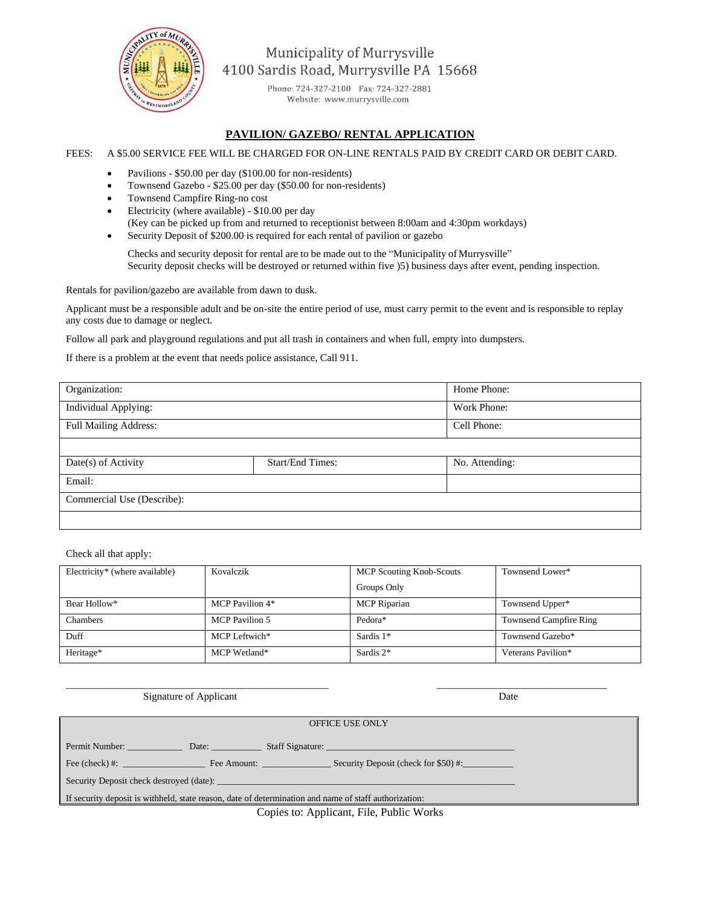Municipality of Murrysville
4100 Sardis Road, Murrysville PA 15668

Phone: 724-327-2100 Fax: 724-327-2881
Website: www.murrysville.com

## PAVILION/ GAZEBO/ RENTAL APPLICATION

FEES: A $5.00 SERVICE FEE WILL BE CHARGED FOR ON-LINE RENTALS PAID BY CREDIT CARD OR DEBIT CARD.

- Pavilions - $50.00 per day ($100.00 for non-residents)
- Townsend Gazebo - $25.00 per day ($50.00 for non-residents)
- Townsend Campfire Ring-no cost
- Electricity (where available) - $10.00 per day
  (Key can be picked up from and returned to receptionist between 8:00am and 4:30pm workdays)
- Security Deposit of $200.00 is required for each rental of pavilion or gazebo

  Checks and security deposit for rental are to be made out to the "Municipality of Murrysville"
  Security deposit checks will be destroyed or returned within five )5) business days after event, pending inspection.

Rentals for pavilion/gazebo are available from dawn to dusk.

Applicant must be a responsible adult and be on-site the entire period of use, must carry permit to the event and is responsible to replay any costs due to damage or neglect.

Follow all park and playground regulations and put all trash in containers and when full, empty into dumpsters.

If there is a problem at the event that needs police assistance, Call 911.

| Organization: | | Home Phone: |
|---|---|---|
| Individual Applying: | | Work Phone: |
| Full Mailing Address: | | Cell Phone: |
| | | |
| Date(s) of Activity | Start/End Times: | No. Attending: |
| Email: | | |
| Commercial Use (Describe): | | |
| | | |

Check all that apply:

| Electricity* (where available) | Kovalczik | MCP Scouting Knob-Scouts Groups Only | Townsend Lower* |
|---|---|---|---|
| Bear Hollow* | MCP Pavilion 4* | MCP Riparian | Townsend Upper* |
| Chambers | MCP Pavilion 5 | Pedora* | Townsend Campfire Ring |
| Duff | MCP Leftwich* | Sardis 1* | Townsend Gazebo* |
| Heritage* | MCP Wetland* | Sardis 2* | Veterans Pavilion* |

\_\_\_\_\_\_\_\_\_\_\_\_\_\_\_\_\_\_\_\_\_\_\_\_\_\_\_\_\_\_\_\_\_\_\_\_\_\_\_\_\_\_\_\_\_\_\_\_ \_\_\_\_\_\_\_\_\_\_\_\_\_\_\_\_\_\_\_\_\_\_\_\_\_\_\_\_\_\_\_\_
Signature of Applicant Date

OFFICE USE ONLY

Permit Number: \_\_\_\_\_\_\_\_\_\_\_ Date: \_\_\_\_\_\_\_\_\_\_ Staff Signature: \_\_\_\_\_\_\_\_\_\_\_\_\_\_\_\_\_\_\_\_\_\_\_\_\_\_\_\_\_\_\_\_\_\_\_\_\_\_

Fee (check) #: \_\_\_\_\_\_\_\_\_\_\_\_\_\_\_\_ Fee Amount: \_\_\_\_\_\_\_\_\_\_\_\_\_\_ Security Deposit (check for $50) #:\_\_\_\_\_\_\_\_\_\_

Security Deposit check destroyed (date): \_\_\_\_\_\_\_\_\_\_\_\_\_\_\_\_\_\_\_\_\_\_\_\_\_\_\_\_\_\_\_\_\_\_\_\_\_\_\_\_\_\_\_\_\_\_\_\_\_\_\_\_\_\_\_\_\_\_\_\_\_\_\_\_\_\_\_\_\_\_

If security deposit is withheld, state reason, date of determination and name of staff authorization:

Copies to: Applicant, File, Public Works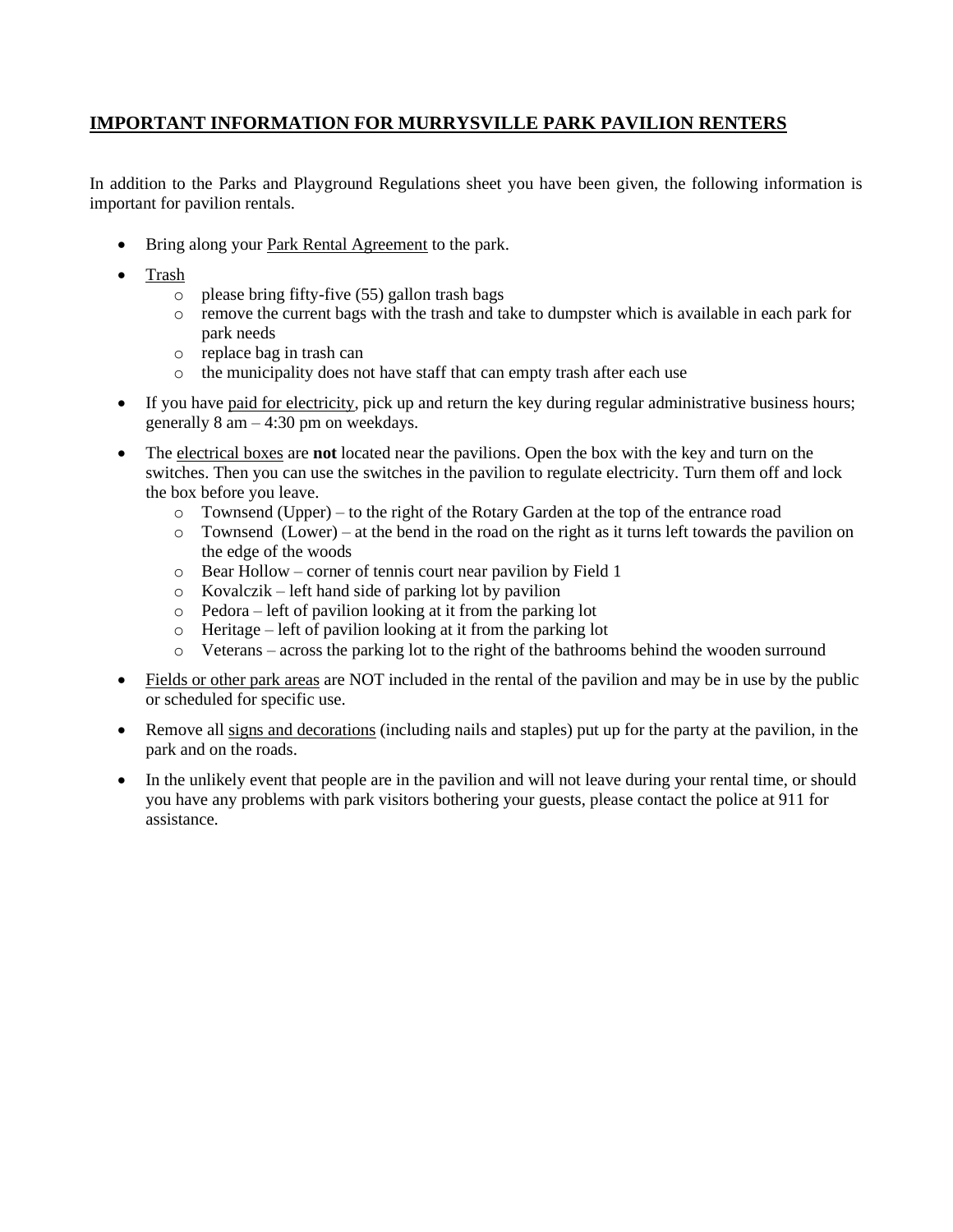## **IMPORTANT INFORMATION FOR MURRYSVILLE PARK PAVILION RENTERS**

In addition to the Parks and Playground Regulations sheet you have been given, the following information is important for pavilion rentals.

- Bring along your Park Rental Agreement to the park.
- Trash
  - please bring fifty-five (55) gallon trash bags
  - remove the current bags with the trash and take to dumpster which is available in each park for park needs
  - replace bag in trash can
  - the municipality does not have staff that can empty trash after each use
- If you have paid for electricity, pick up and return the key during regular administrative business hours; generally 8 am – 4:30 pm on weekdays.
- The electrical boxes are **not** located near the pavilions. Open the box with the key and turn on the switches. Then you can use the switches in the pavilion to regulate electricity. Turn them off and lock the box before you leave.
  - Townsend (Upper) – to the right of the Rotary Garden at the top of the entrance road
  - Townsend (Lower) – at the bend in the road on the right as it turns left towards the pavilion on the edge of the woods
  - Bear Hollow – corner of tennis court near pavilion by Field 1
  - Kovalczik – left hand side of parking lot by pavilion
  - Pedora – left of pavilion looking at it from the parking lot
  - Heritage – left of pavilion looking at it from the parking lot
  - Veterans – across the parking lot to the right of the bathrooms behind the wooden surround
- Fields or other park areas are NOT included in the rental of the pavilion and may be in use by the public or scheduled for specific use.
- Remove all signs and decorations (including nails and staples) put up for the party at the pavilion, in the park and on the roads.
- In the unlikely event that people are in the pavilion and will not leave during your rental time, or should you have any problems with park visitors bothering your guests, please contact the police at 911 for assistance.